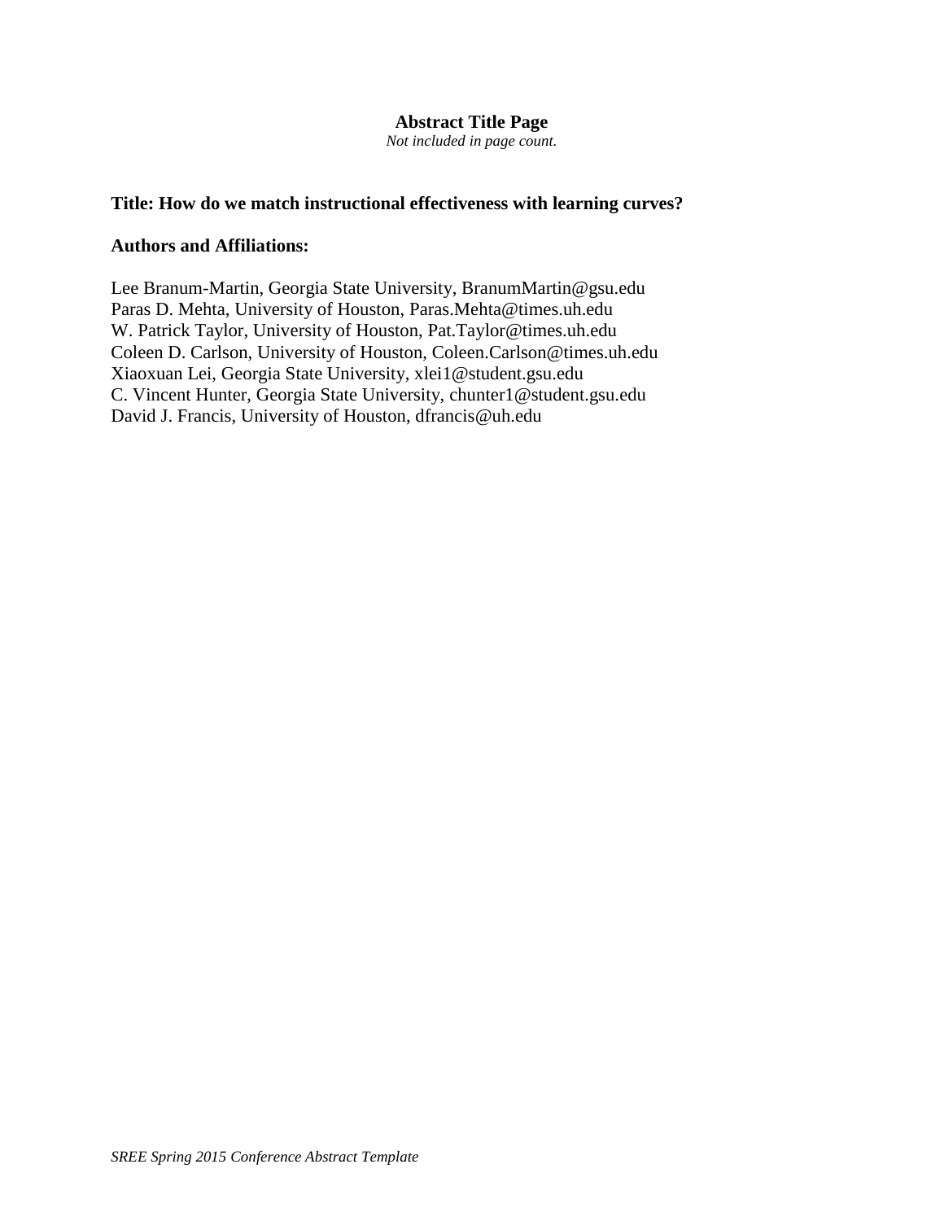# Abstract Title Page

*Not included in page count.*

**Title: How do we match instructional effectiveness with learning curves?**

**Authors and Affiliations:**

Lee Branum-Martin, Georgia State University, BranumMartin@gsu.edu
Paras D. Mehta, University of Houston, Paras.Mehta@times.uh.edu
W. Patrick Taylor, University of Houston, Pat.Taylor@times.uh.edu
Coleen D. Carlson, University of Houston, Coleen.Carlson@times.uh.edu
Xiaoxuan Lei, Georgia State University, xlei1@student.gsu.edu
C. Vincent Hunter, Georgia State University, chunter1@student.gsu.edu
David J. Francis, University of Houston, dfrancis@uh.edu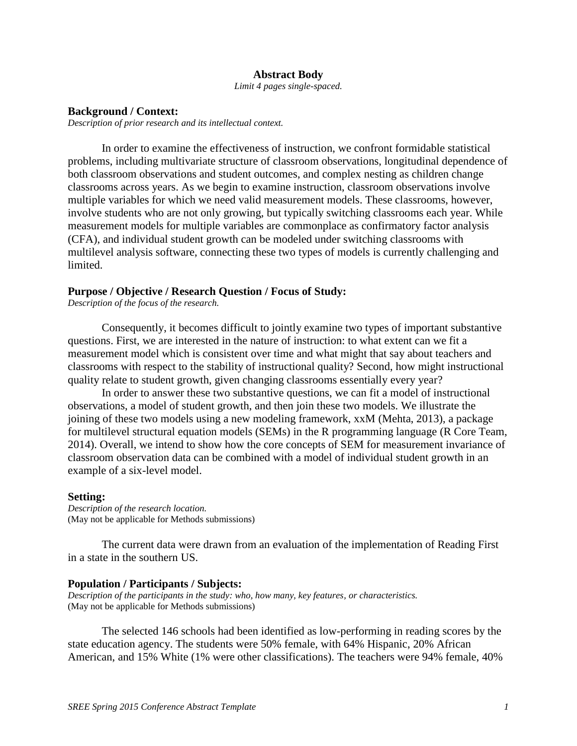**Abstract Body**

*Limit 4 pages single-spaced.*

**Background / Context:**

*Description of prior research and its intellectual context.*

In order to examine the effectiveness of instruction, we confront formidable statistical problems, including multivariate structure of classroom observations, longitudinal dependence of both classroom observations and student outcomes, and complex nesting as children change classrooms across years. As we begin to examine instruction, classroom observations involve multiple variables for which we need valid measurement models. These classrooms, however, involve students who are not only growing, but typically switching classrooms each year. While measurement models for multiple variables are commonplace as confirmatory factor analysis (CFA), and individual student growth can be modeled under switching classrooms with multilevel analysis software, connecting these two types of models is currently challenging and limited.

**Purpose / Objective / Research Question / Focus of Study:**

*Description of the focus of the research.*

Consequently, it becomes difficult to jointly examine two types of important substantive questions. First, we are interested in the nature of instruction: to what extent can we fit a measurement model which is consistent over time and what might that say about teachers and classrooms with respect to the stability of instructional quality? Second, how might instructional quality relate to student growth, given changing classrooms essentially every year?

In order to answer these two substantive questions, we can fit a model of instructional observations, a model of student growth, and then join these two models. We illustrate the joining of these two models using a new modeling framework, xxM (Mehta, 2013), a package for multilevel structural equation models (SEMs) in the R programming language (R Core Team, 2014). Overall, we intend to show how the core concepts of SEM for measurement invariance of classroom observation data can be combined with a model of individual student growth in an example of a six-level model.

**Setting:**

*Description of the research location.*
(May not be applicable for Methods submissions)

The current data were drawn from an evaluation of the implementation of Reading First in a state in the southern US.

**Population / Participants / Subjects:**

*Description of the participants in the study: who, how many, key features, or characteristics.*
(May not be applicable for Methods submissions)

The selected 146 schools had been identified as low-performing in reading scores by the state education agency. The students were 50% female, with 64% Hispanic, 20% African American, and 15% White (1% were other classifications). The teachers were 94% female, 40%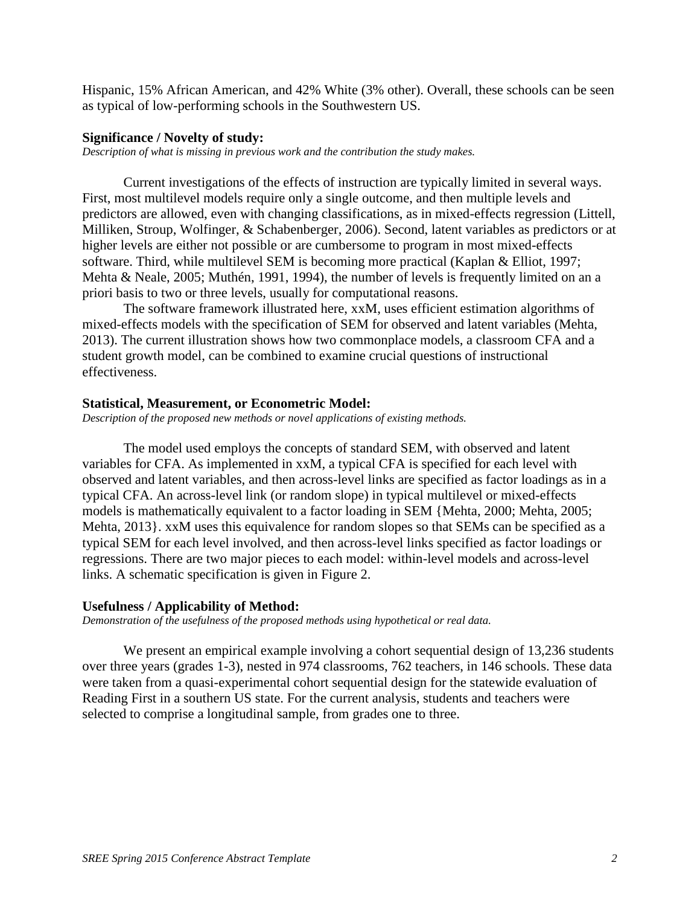Hispanic, 15% African American, and 42% White (3% other). Overall, these schools can be seen as typical of low-performing schools in the Southwestern US.

**Significance / Novelty of study:**
*Description of what is missing in previous work and the contribution the study makes.*

Current investigations of the effects of instruction are typically limited in several ways. First, most multilevel models require only a single outcome, and then multiple levels and predictors are allowed, even with changing classifications, as in mixed-effects regression (Littell, Milliken, Stroup, Wolfinger, & Schabenberger, 2006). Second, latent variables as predictors or at higher levels are either not possible or are cumbersome to program in most mixed-effects software. Third, while multilevel SEM is becoming more practical (Kaplan & Elliot, 1997; Mehta & Neale, 2005; Muthén, 1991, 1994), the number of levels is frequently limited on an a priori basis to two or three levels, usually for computational reasons.

The software framework illustrated here, xxM, uses efficient estimation algorithms of mixed-effects models with the specification of SEM for observed and latent variables (Mehta, 2013). The current illustration shows how two commonplace models, a classroom CFA and a student growth model, can be combined to examine crucial questions of instructional effectiveness.

**Statistical, Measurement, or Econometric Model:**
*Description of the proposed new methods or novel applications of existing methods.*

The model used employs the concepts of standard SEM, with observed and latent variables for CFA. As implemented in xxM, a typical CFA is specified for each level with observed and latent variables, and then across-level links are specified as factor loadings as in a typical CFA. An across-level link (or random slope) in typical multilevel or mixed-effects models is mathematically equivalent to a factor loading in SEM {Mehta, 2000; Mehta, 2005; Mehta, 2013}. xxM uses this equivalence for random slopes so that SEMs can be specified as a typical SEM for each level involved, and then across-level links specified as factor loadings or regressions. There are two major pieces to each model: within-level models and across-level links. A schematic specification is given in Figure 2.

**Usefulness / Applicability of Method:**
*Demonstration of the usefulness of the proposed methods using hypothetical or real data.*

We present an empirical example involving a cohort sequential design of 13,236 students over three years (grades 1-3), nested in 974 classrooms, 762 teachers, in 146 schools. These data were taken from a quasi-experimental cohort sequential design for the statewide evaluation of Reading First in a southern US state. For the current analysis, students and teachers were selected to comprise a longitudinal sample, from grades one to three.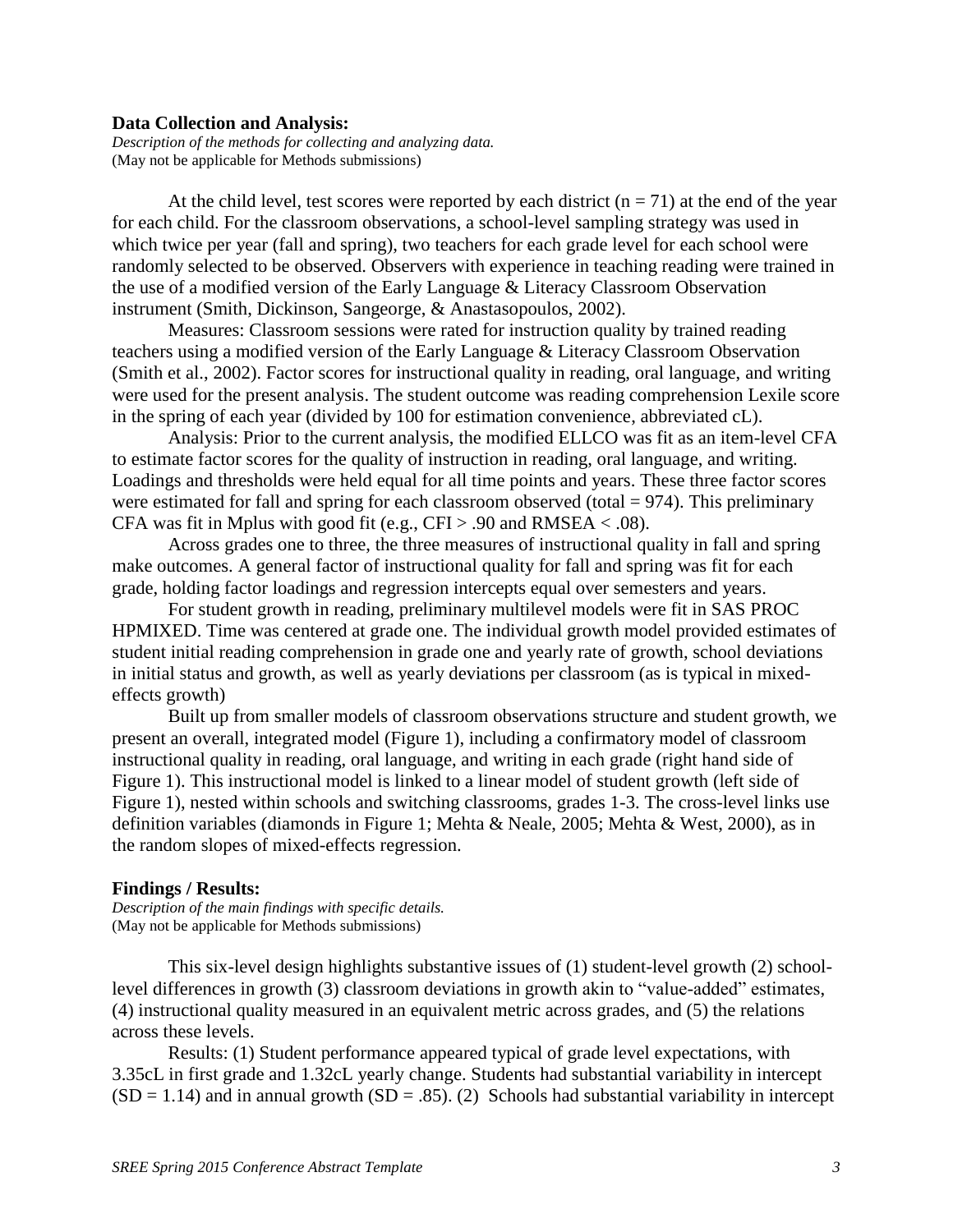**Data Collection and Analysis:**

*Description of the methods for collecting and analyzing data.*
(May not be applicable for Methods submissions)

At the child level, test scores were reported by each district ($n = 71$) at the end of the year for each child. For the classroom observations, a school-level sampling strategy was used in which twice per year (fall and spring), two teachers for each grade level for each school were randomly selected to be observed. Observers with experience in teaching reading were trained in the use of a modified version of the Early Language & Literacy Classroom Observation instrument (Smith, Dickinson, Sangeorge, & Anastasopoulos, 2002).

Measures: Classroom sessions were rated for instruction quality by trained reading teachers using a modified version of the Early Language & Literacy Classroom Observation (Smith et al., 2002). Factor scores for instructional quality in reading, oral language, and writing were used for the present analysis. The student outcome was reading comprehension Lexile score in the spring of each year (divided by 100 for estimation convenience, abbreviated cL).

Analysis: Prior to the current analysis, the modified ELLCO was fit as an item-level CFA to estimate factor scores for the quality of instruction in reading, oral language, and writing. Loadings and thresholds were held equal for all time points and years. These three factor scores were estimated for fall and spring for each classroom observed (total = 974). This preliminary CFA was fit in Mplus with good fit (e.g., CFI > .90 and RMSEA < .08).

Across grades one to three, the three measures of instructional quality in fall and spring make outcomes. A general factor of instructional quality for fall and spring was fit for each grade, holding factor loadings and regression intercepts equal over semesters and years.

For student growth in reading, preliminary multilevel models were fit in SAS PROC HPMIXED. Time was centered at grade one. The individual growth model provided estimates of student initial reading comprehension in grade one and yearly rate of growth, school deviations in initial status and growth, as well as yearly deviations per classroom (as is typical in mixed-effects growth)

Built up from smaller models of classroom observations structure and student growth, we present an overall, integrated model (Figure 1), including a confirmatory model of classroom instructional quality in reading, oral language, and writing in each grade (right hand side of Figure 1). This instructional model is linked to a linear model of student growth (left side of Figure 1), nested within schools and switching classrooms, grades 1-3. The cross-level links use definition variables (diamonds in Figure 1; Mehta & Neale, 2005; Mehta & West, 2000), as in the random slopes of mixed-effects regression.

**Findings / Results:**

*Description of the main findings with specific details.*
(May not be applicable for Methods submissions)

This six-level design highlights substantive issues of (1) student-level growth (2) school-level differences in growth (3) classroom deviations in growth akin to "value-added" estimates, (4) instructional quality measured in an equivalent metric across grades, and (5) the relations across these levels.

Results: (1) Student performance appeared typical of grade level expectations, with 3.35cL in first grade and 1.32cL yearly change. Students had substantial variability in intercept ($SD = 1.14$) and in annual growth ($SD = .85$). (2) Schools had substantial variability in intercept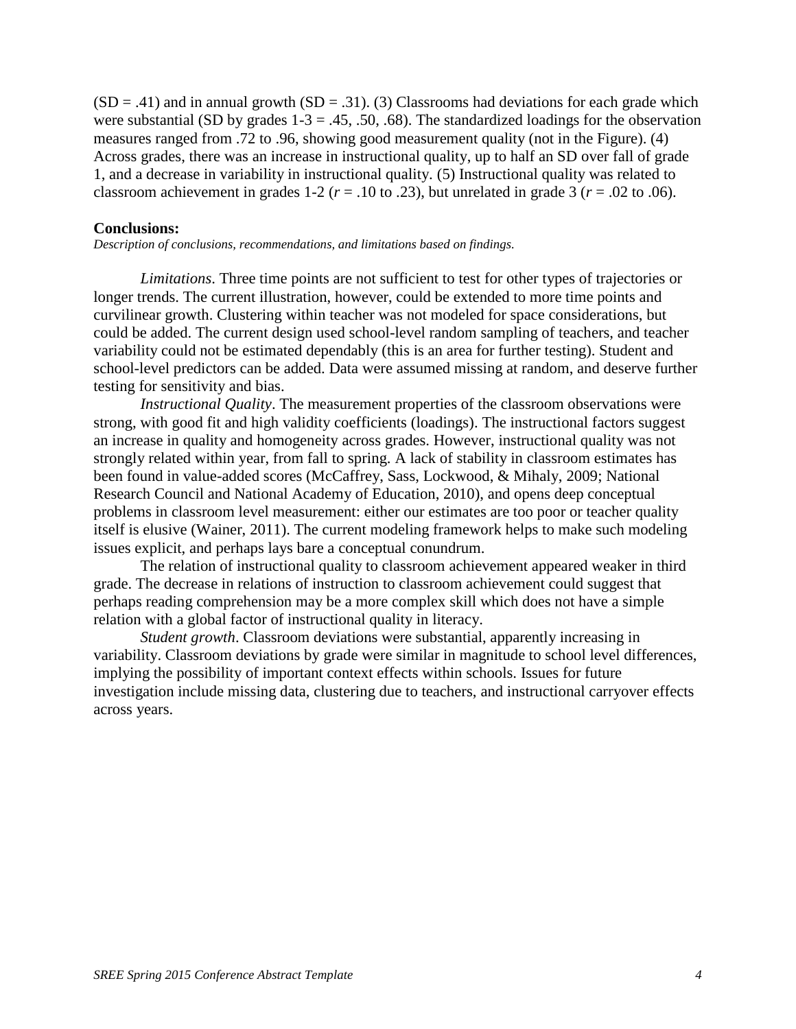(SD = .41) and in annual growth (SD = .31). (3) Classrooms had deviations for each grade which were substantial (SD by grades 1-3 = .45, .50, .68). The standardized loadings for the observation measures ranged from .72 to .96, showing good measurement quality (not in the Figure). (4) Across grades, there was an increase in instructional quality, up to half an SD over fall of grade 1, and a decrease in variability in instructional quality. (5) Instructional quality was related to classroom achievement in grades 1-2 ($r$ = .10 to .23), but unrelated in grade 3 ($r$ = .02 to .06).

**Conclusions:**

*Description of conclusions, recommendations, and limitations based on findings.*

*Limitations*. Three time points are not sufficient to test for other types of trajectories or longer trends. The current illustration, however, could be extended to more time points and curvilinear growth. Clustering within teacher was not modeled for space considerations, but could be added. The current design used school-level random sampling of teachers, and teacher variability could not be estimated dependably (this is an area for further testing). Student and school-level predictors can be added. Data were assumed missing at random, and deserve further testing for sensitivity and bias.

*Instructional Quality*. The measurement properties of the classroom observations were strong, with good fit and high validity coefficients (loadings). The instructional factors suggest an increase in quality and homogeneity across grades. However, instructional quality was not strongly related within year, from fall to spring. A lack of stability in classroom estimates has been found in value-added scores (McCaffrey, Sass, Lockwood, & Mihaly, 2009; National Research Council and National Academy of Education, 2010), and opens deep conceptual problems in classroom level measurement: either our estimates are too poor or teacher quality itself is elusive (Wainer, 2011). The current modeling framework helps to make such modeling issues explicit, and perhaps lays bare a conceptual conundrum.

The relation of instructional quality to classroom achievement appeared weaker in third grade. The decrease in relations of instruction to classroom achievement could suggest that perhaps reading comprehension may be a more complex skill which does not have a simple relation with a global factor of instructional quality in literacy.

*Student growth*. Classroom deviations were substantial, apparently increasing in variability. Classroom deviations by grade were similar in magnitude to school level differences, implying the possibility of important context effects within schools. Issues for future investigation include missing data, clustering due to teachers, and instructional carryover effects across years.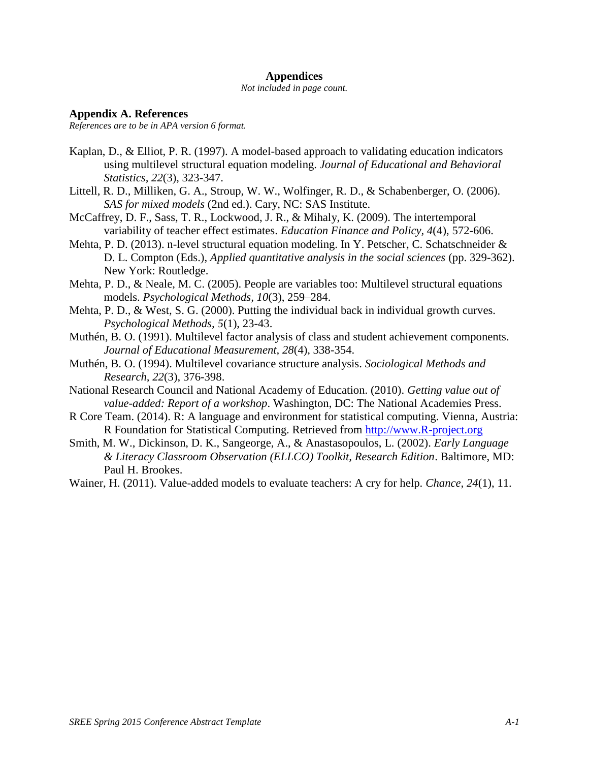# Appendices

*Not included in page count.*

## Appendix A. References

*References are to be in APA version 6 format.*

Kaplan, D., & Elliot, P. R. (1997). A model-based approach to validating education indicators using multilevel structural equation modeling. *Journal of Educational and Behavioral Statistics, 22*(3), 323-347.

Littell, R. D., Milliken, G. A., Stroup, W. W., Wolfinger, R. D., & Schabenberger, O. (2006). *SAS for mixed models* (2nd ed.). Cary, NC: SAS Institute.

McCaffrey, D. F., Sass, T. R., Lockwood, J. R., & Mihaly, K. (2009). The intertemporal variability of teacher effect estimates. *Education Finance and Policy, 4*(4), 572-606.

Mehta, P. D. (2013). n-level structural equation modeling. In Y. Petscher, C. Schatschneider & D. L. Compton (Eds.), *Applied quantitative analysis in the social sciences* (pp. 329-362). New York: Routledge.

Mehta, P. D., & Neale, M. C. (2005). People are variables too: Multilevel structural equations models. *Psychological Methods, 10*(3), 259–284.

Mehta, P. D., & West, S. G. (2000). Putting the individual back in individual growth curves. *Psychological Methods, 5*(1), 23-43.

Muthén, B. O. (1991). Multilevel factor analysis of class and student achievement components. *Journal of Educational Measurement, 28*(4), 338-354.

Muthén, B. O. (1994). Multilevel covariance structure analysis. *Sociological Methods and Research, 22*(3), 376-398.

National Research Council and National Academy of Education. (2010). *Getting value out of value-added: Report of a workshop*. Washington, DC: The National Academies Press.

R Core Team. (2014). R: A language and environment for statistical computing. Vienna, Austria: R Foundation for Statistical Computing. Retrieved from http://www.R-project.org

Smith, M. W., Dickinson, D. K., Sangeorge, A., & Anastasopoulos, L. (2002). *Early Language & Literacy Classroom Observation (ELLCO) Toolkit, Research Edition*. Baltimore, MD: Paul H. Brookes.

Wainer, H. (2011). Value-added models to evaluate teachers: A cry for help. *Chance, 24*(1), 11.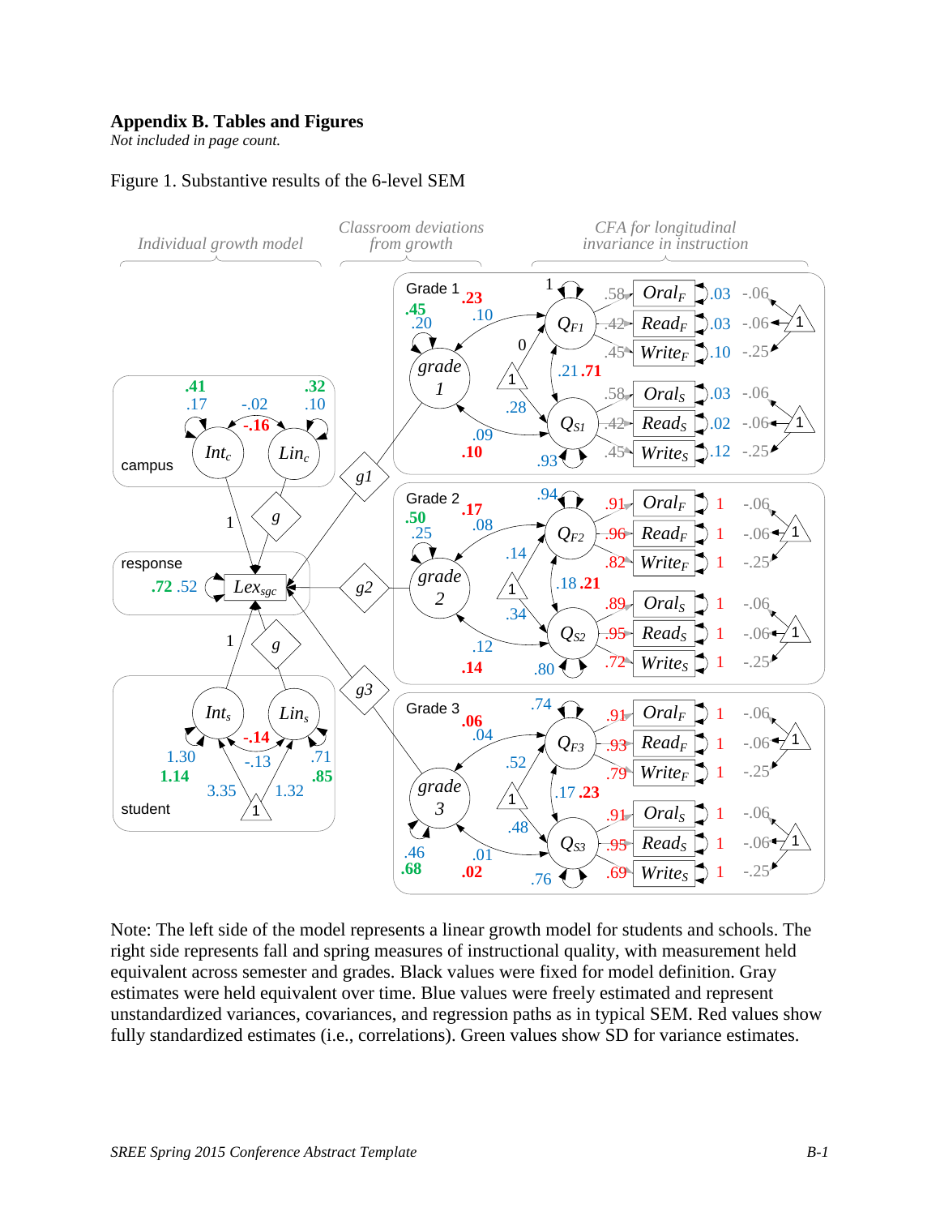## Appendix B. Tables and Figures

*Not included in page count.*

Figure 1. Substantive results of the 6-level SEM

Note: The left side of the model represents a linear growth model for students and schools. The right side represents fall and spring measures of instructional quality, with measurement held equivalent across semester and grades. Black values were fixed for model definition. Gray estimates were held equivalent over time. Blue values were freely estimated and represent unstandardized variances, covariances, and regression paths as in typical SEM. Red values show fully standardized estimates (i.e., correlations). Green values show SD for variance estimates.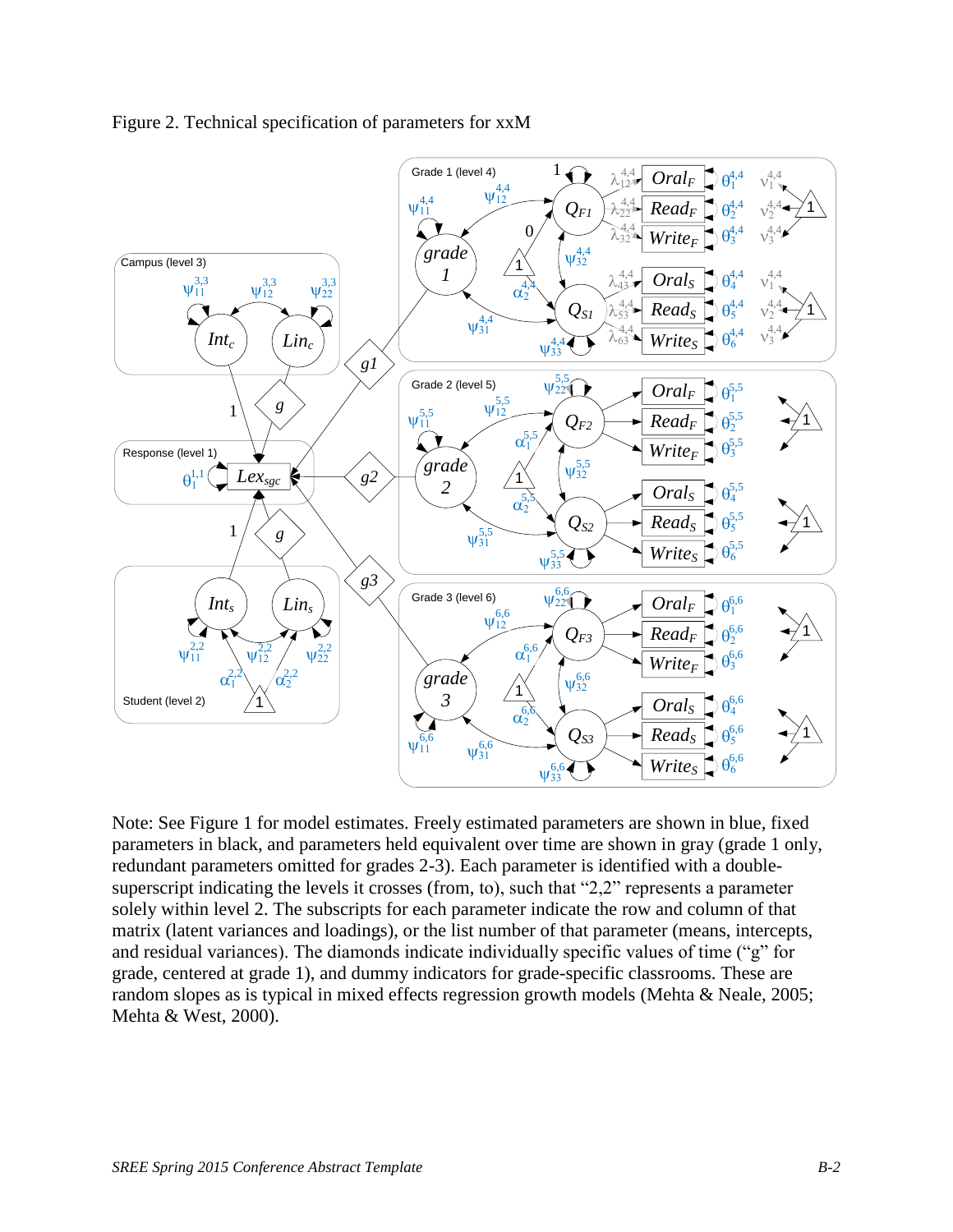Figure 2. Technical specification of parameters for xxM

Grade 1 (level 4)

Grade 2 (level 5)

Grade 3 (level 6)

Campus (level 3)

Response (level 1)

Student (level 2)

Note: See Figure 1 for model estimates. Freely estimated parameters are shown in blue, fixed parameters in black, and parameters held equivalent over time are shown in gray (grade 1 only, redundant parameters omitted for grades 2-3). Each parameter is identified with a double-superscript indicating the levels it crosses (from, to), such that “2,2” represents a parameter solely within level 2. The subscripts for each parameter indicate the row and column of that matrix (latent variances and loadings), or the list number of that parameter (means, intercepts, and residual variances). The diamonds indicate individually specific values of time (“g” for grade, centered at grade 1), and dummy indicators for grade-specific classrooms. These are random slopes as is typical in mixed effects regression growth models (Mehta & Neale, 2005; Mehta & West, 2000).